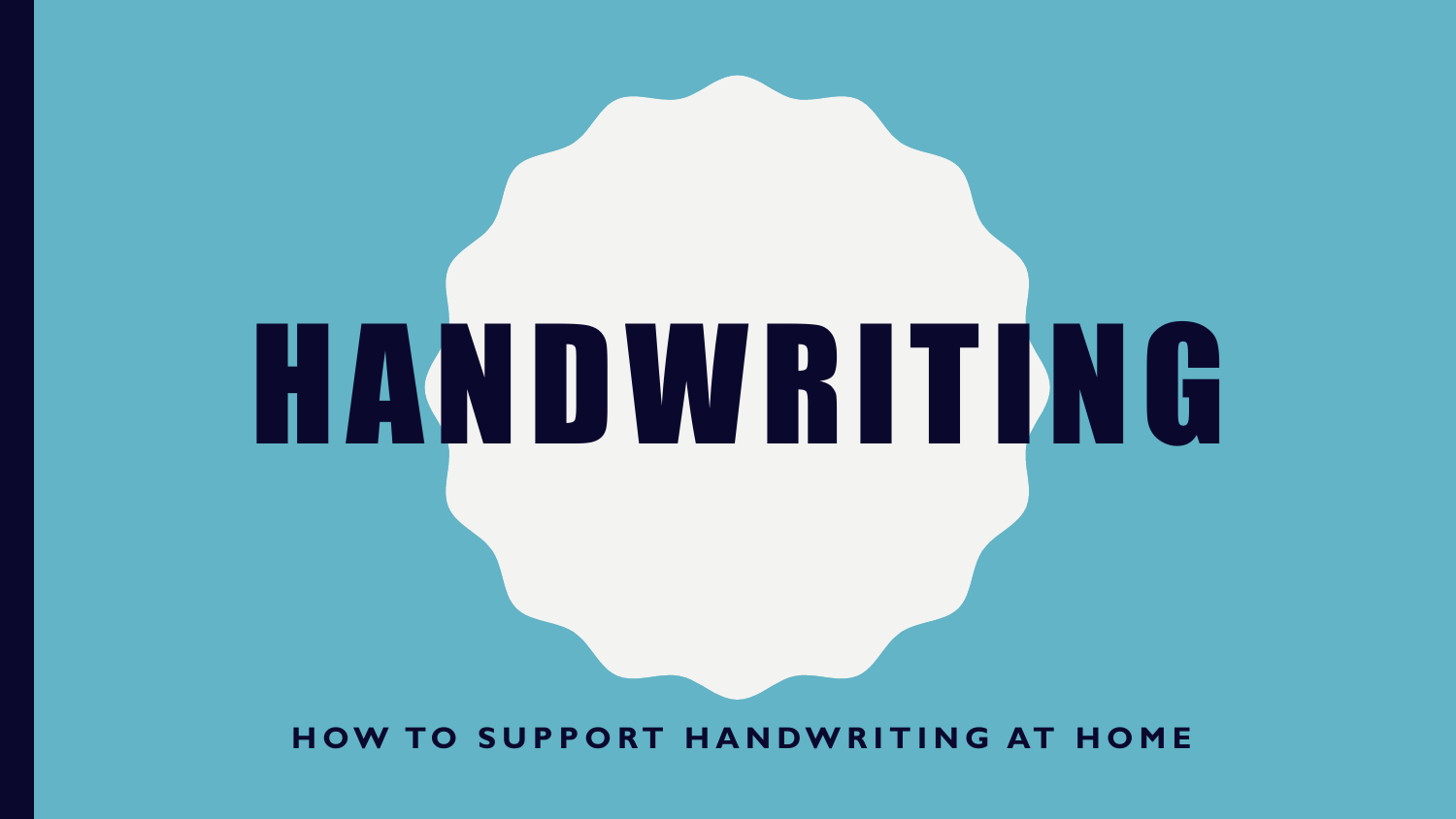# HANDWRITING

HOW TO SUPPORT HANDWRITING AT HOME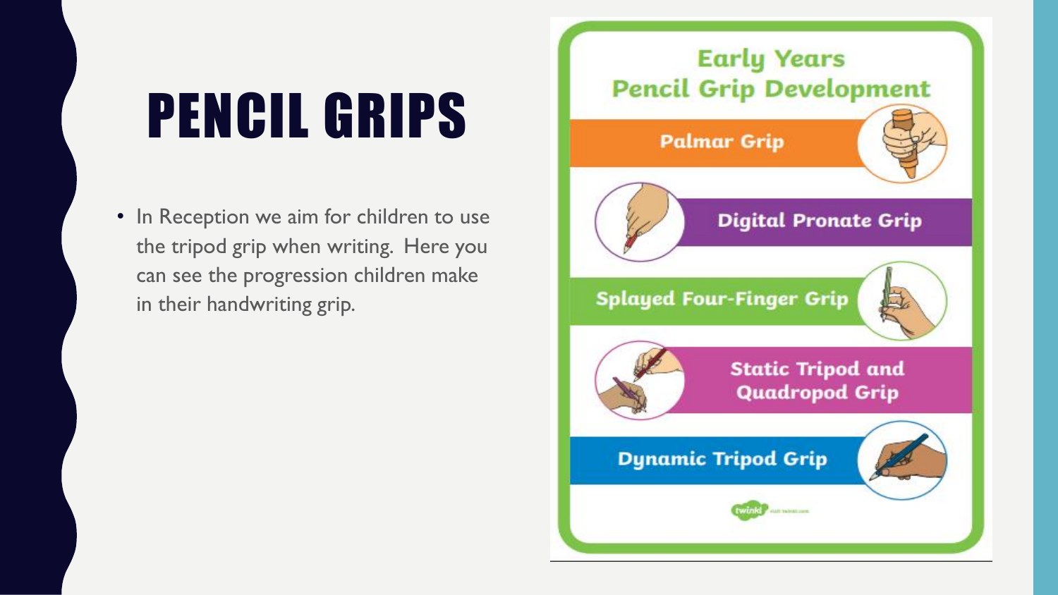# PENCIL GRIPS

- In Reception we aim for children to use the tripod grip when writing. Here you can see the progression children make in their handwriting grip.

## Early Years Pencil Grip Development

- Palmar Grip
- Digital Pronate Grip
- Splayed Four-Finger Grip
- Static Tripod and Quadropod Grip
- Dynamic Tripod Grip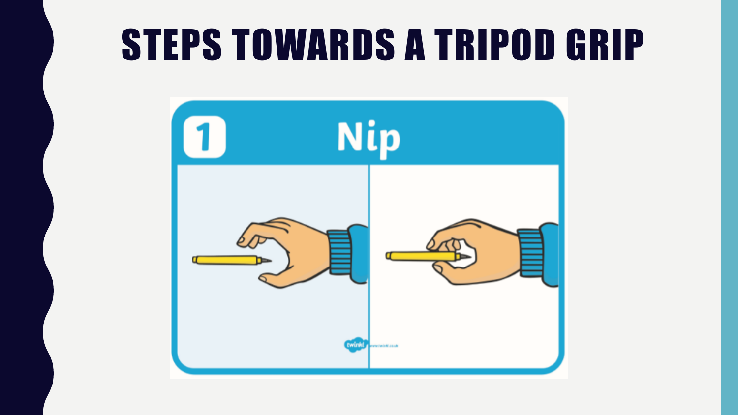# STEPS TOWARDS A TRIPOD GRIP

1 Nip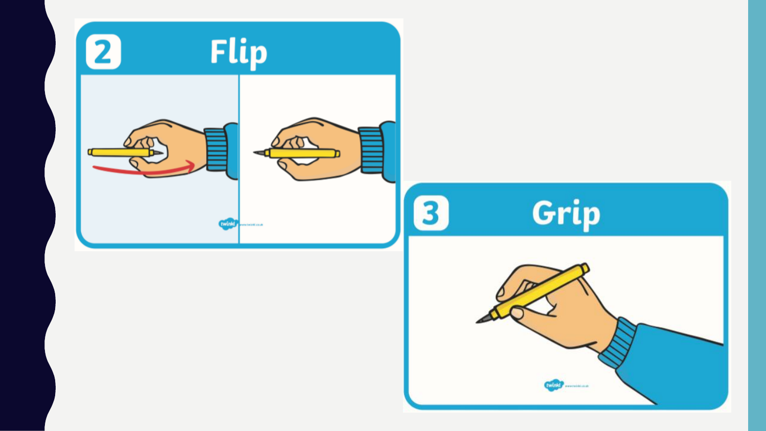## 2 Flip

## 3 Grip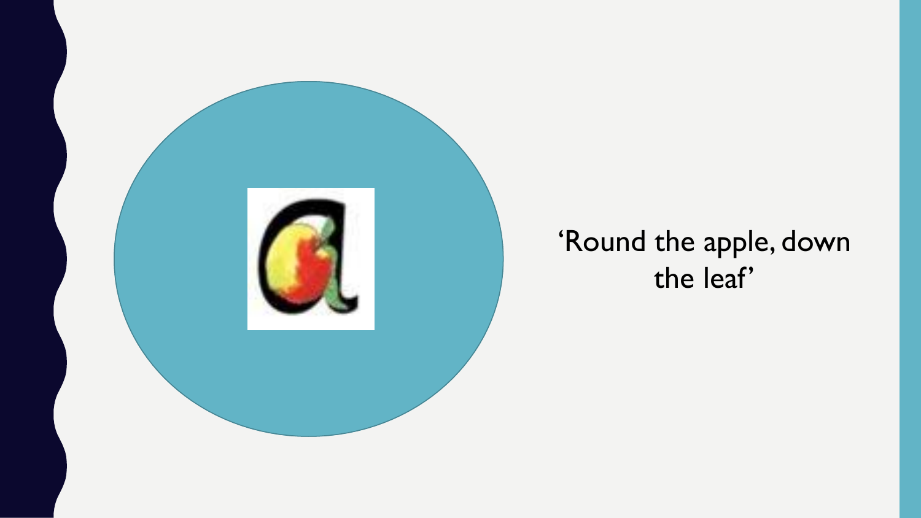'Round the apple, down the leaf'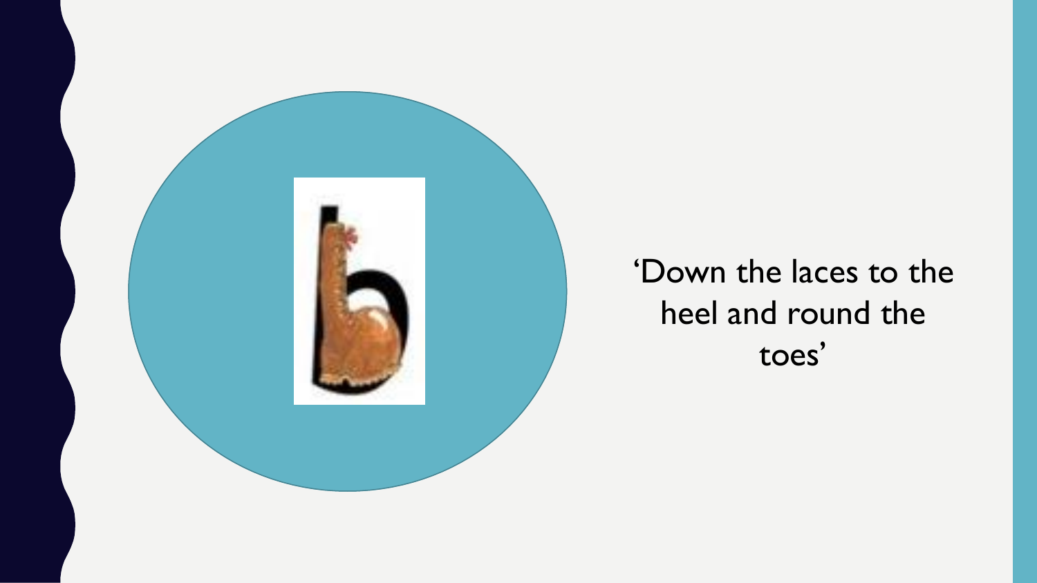'Down the laces to the heel and round the toes'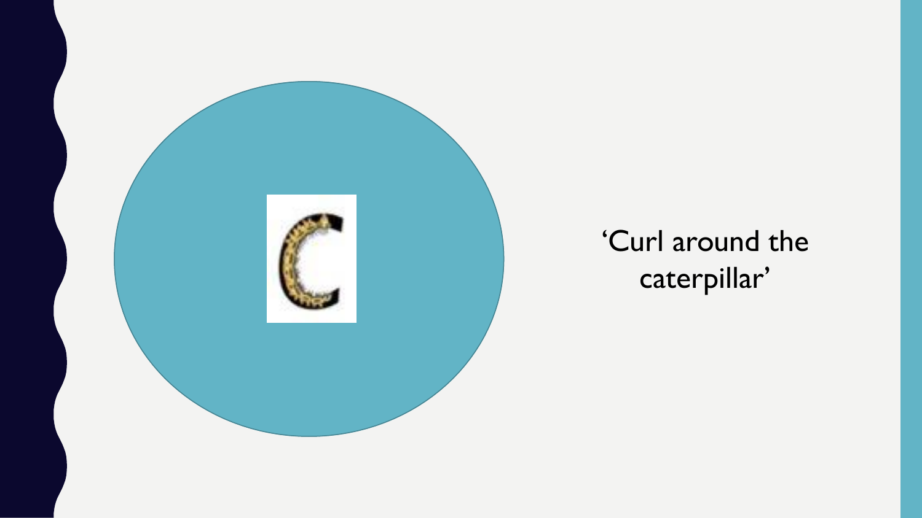'Curl around the caterpillar'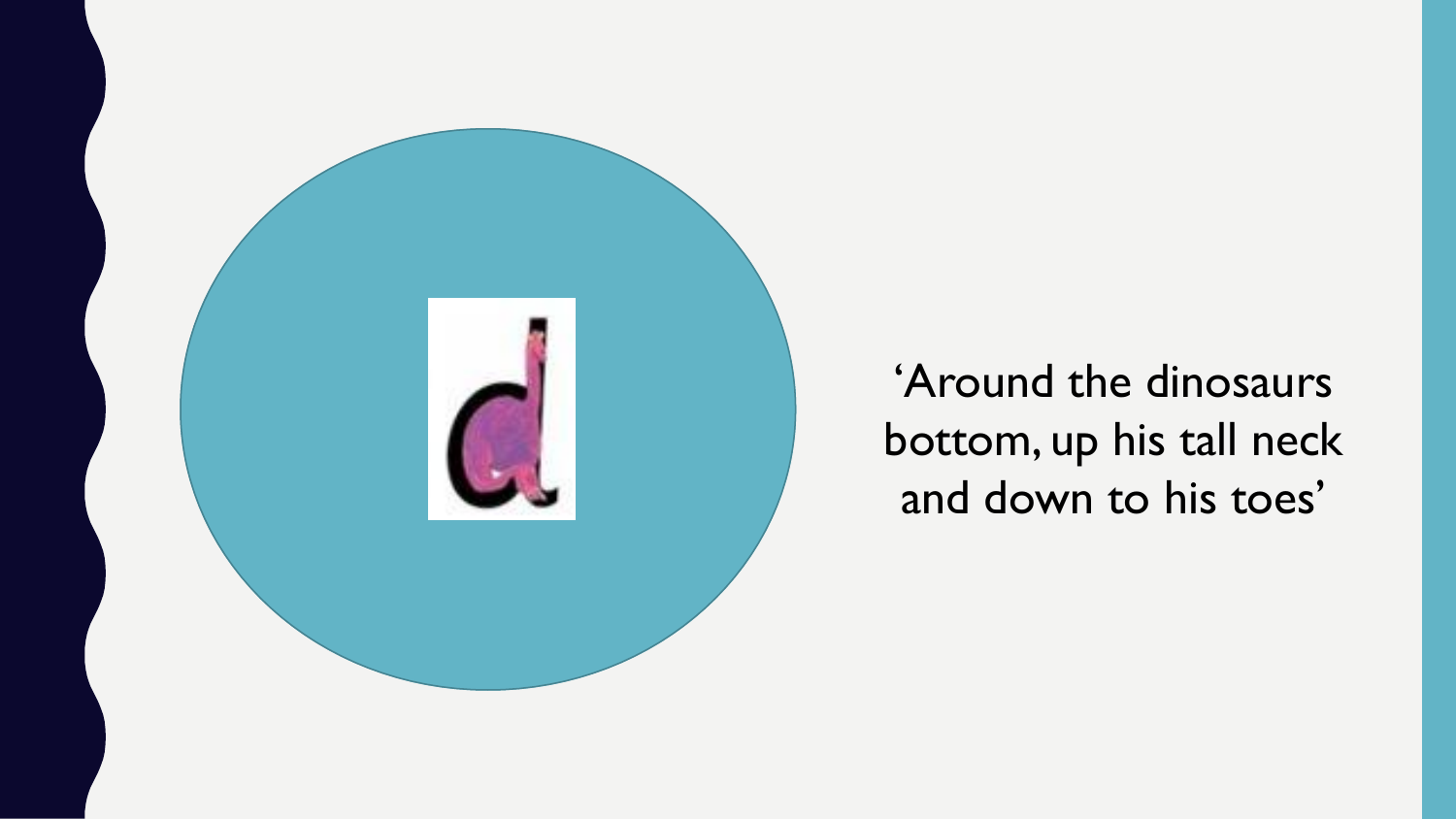'Around the dinosaurs bottom, up his tall neck and down to his toes'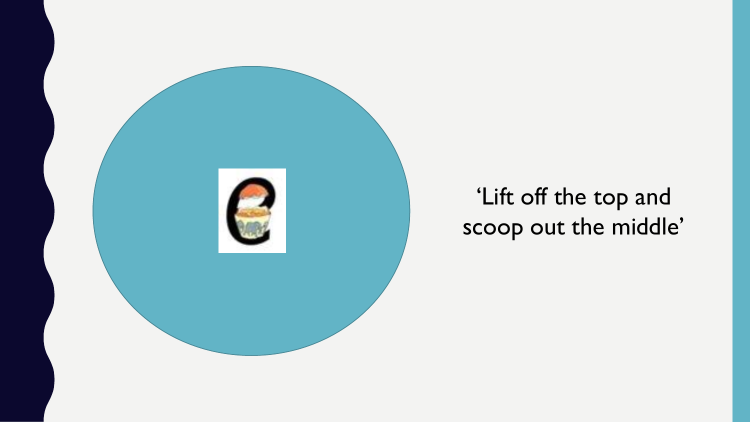'Lift off the top and scoop out the middle'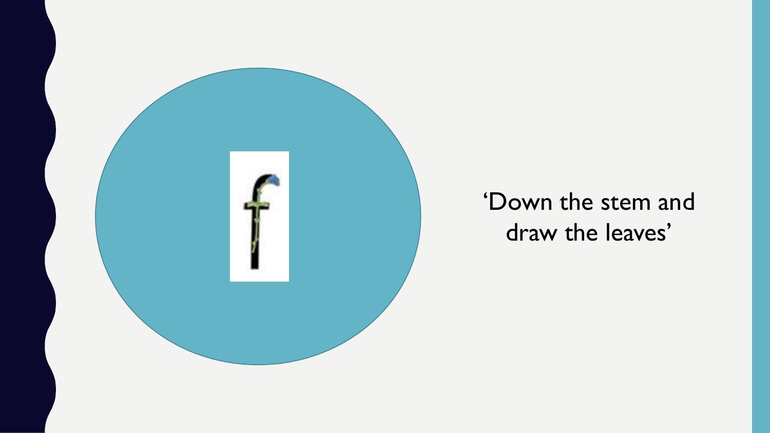f

‘Down the stem and draw the leaves’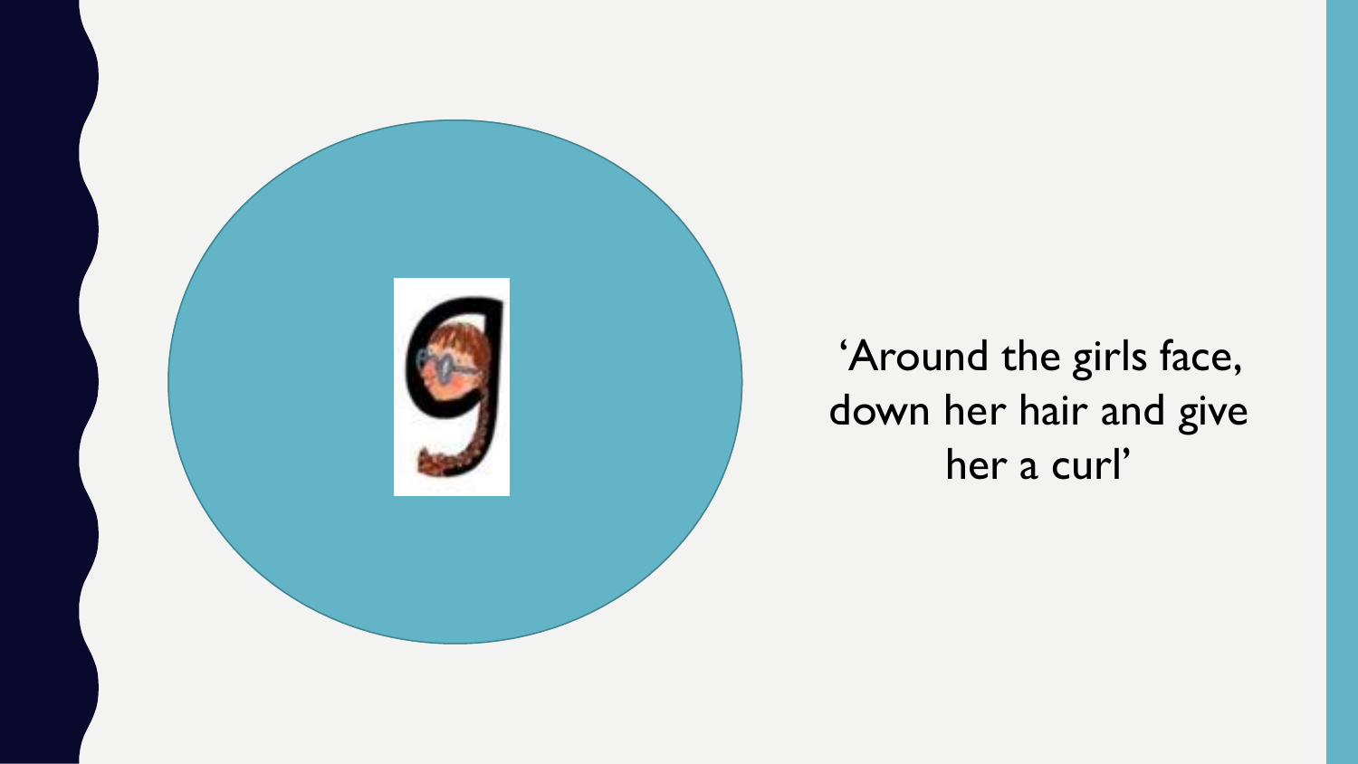'Around the girls face, down her hair and give her a curl'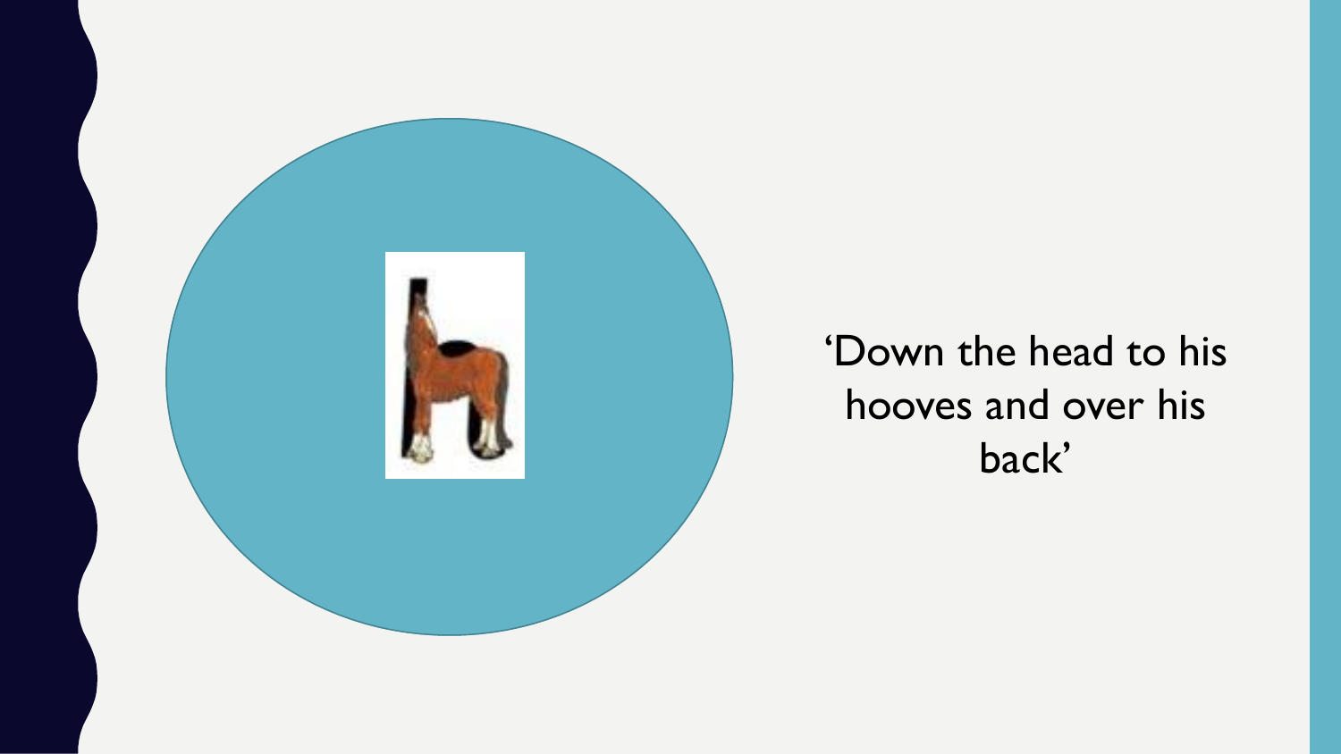'Down the head to his hooves and over his back'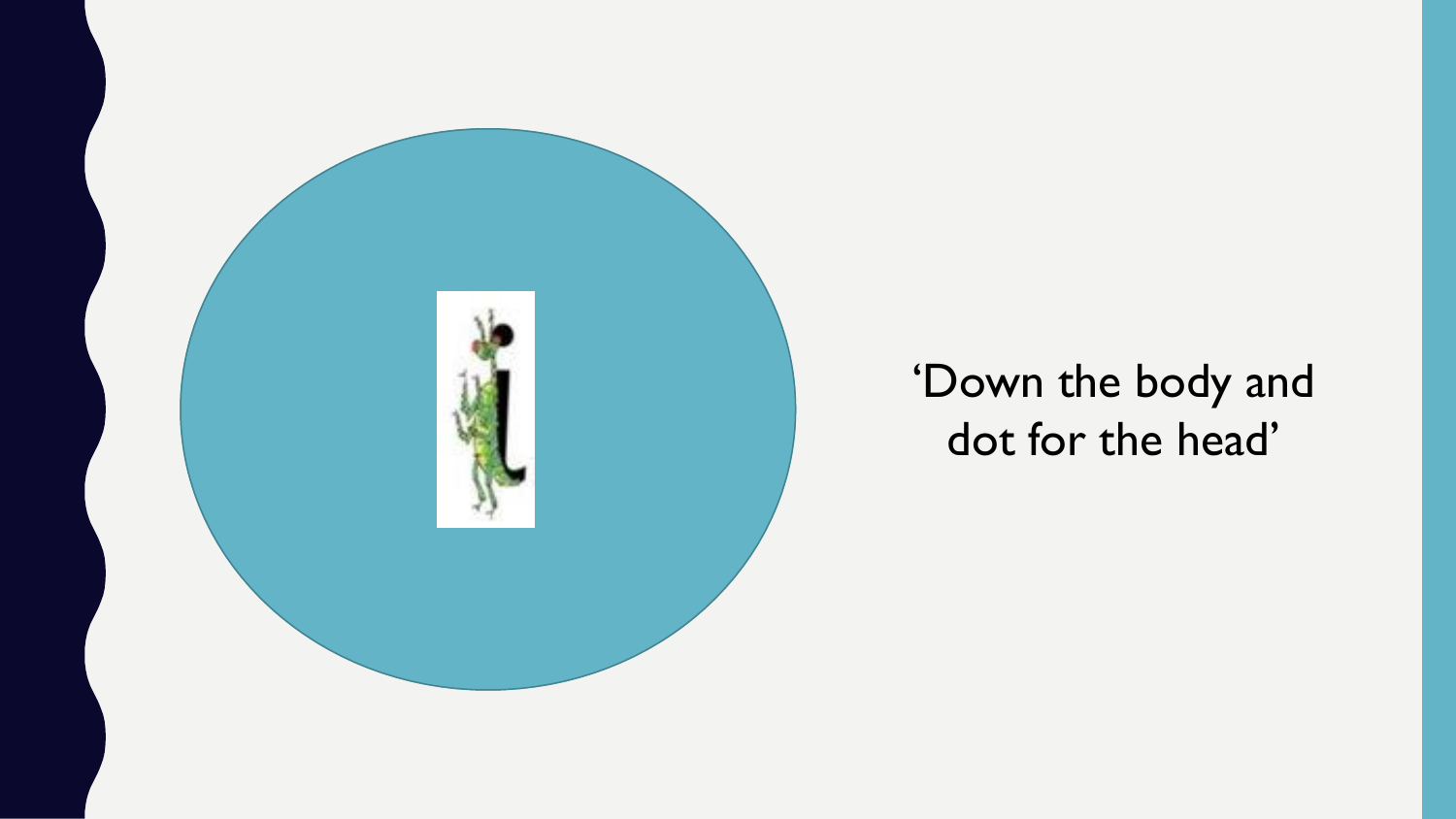'Down the body and dot for the head'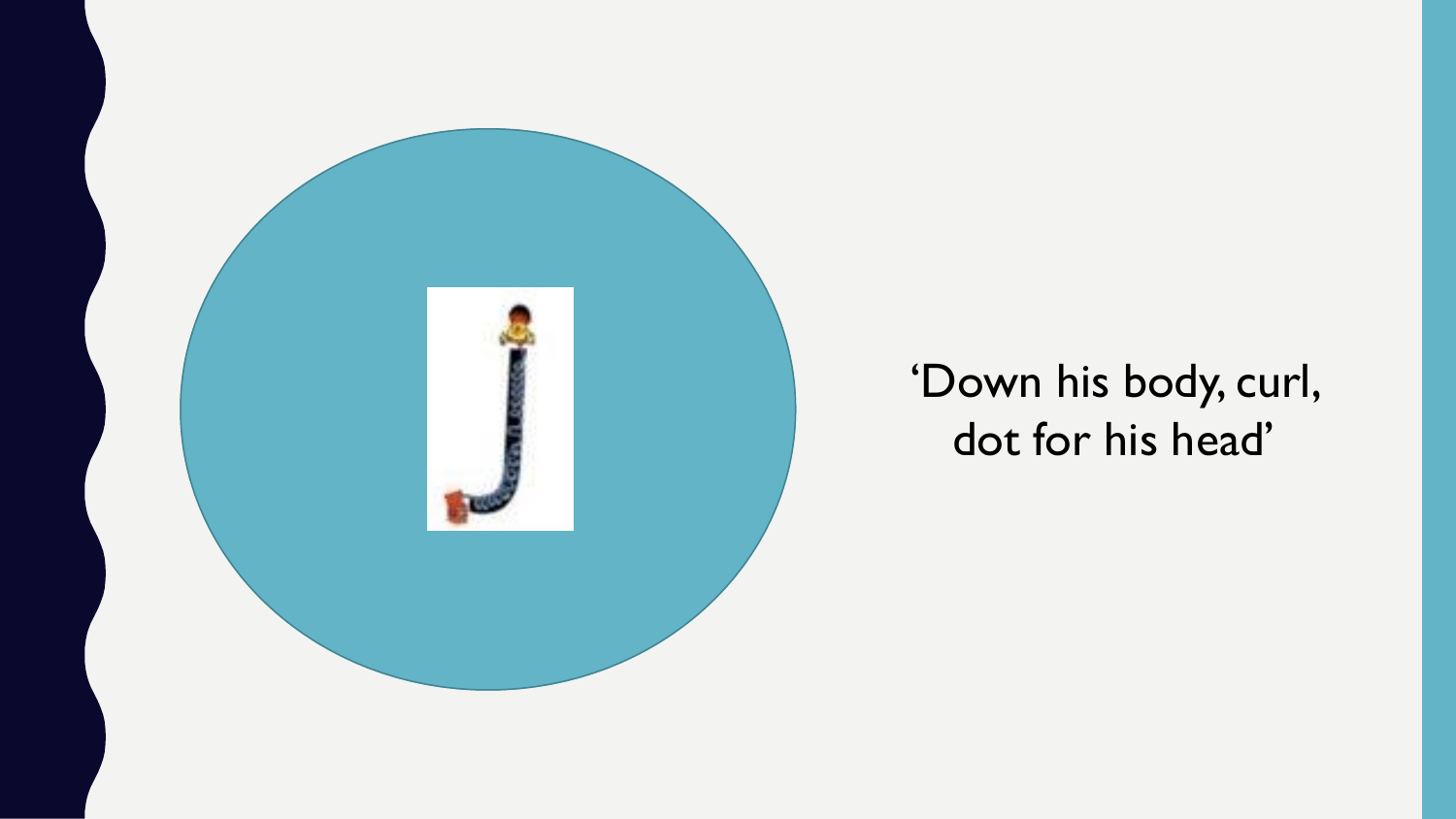'Down his body, curl, dot for his head'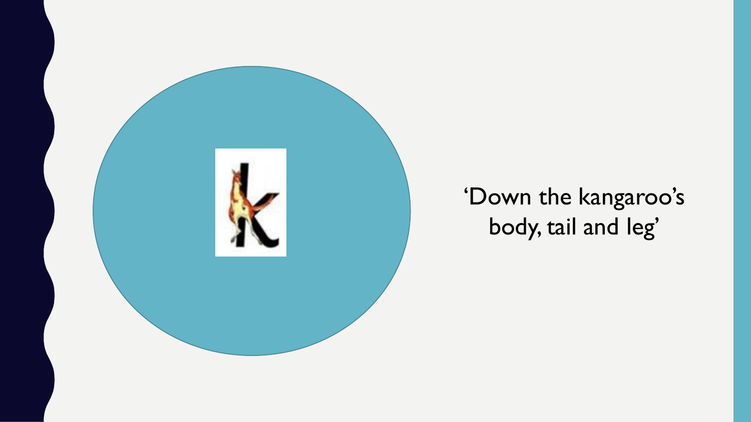'Down the kangaroo's body, tail and leg'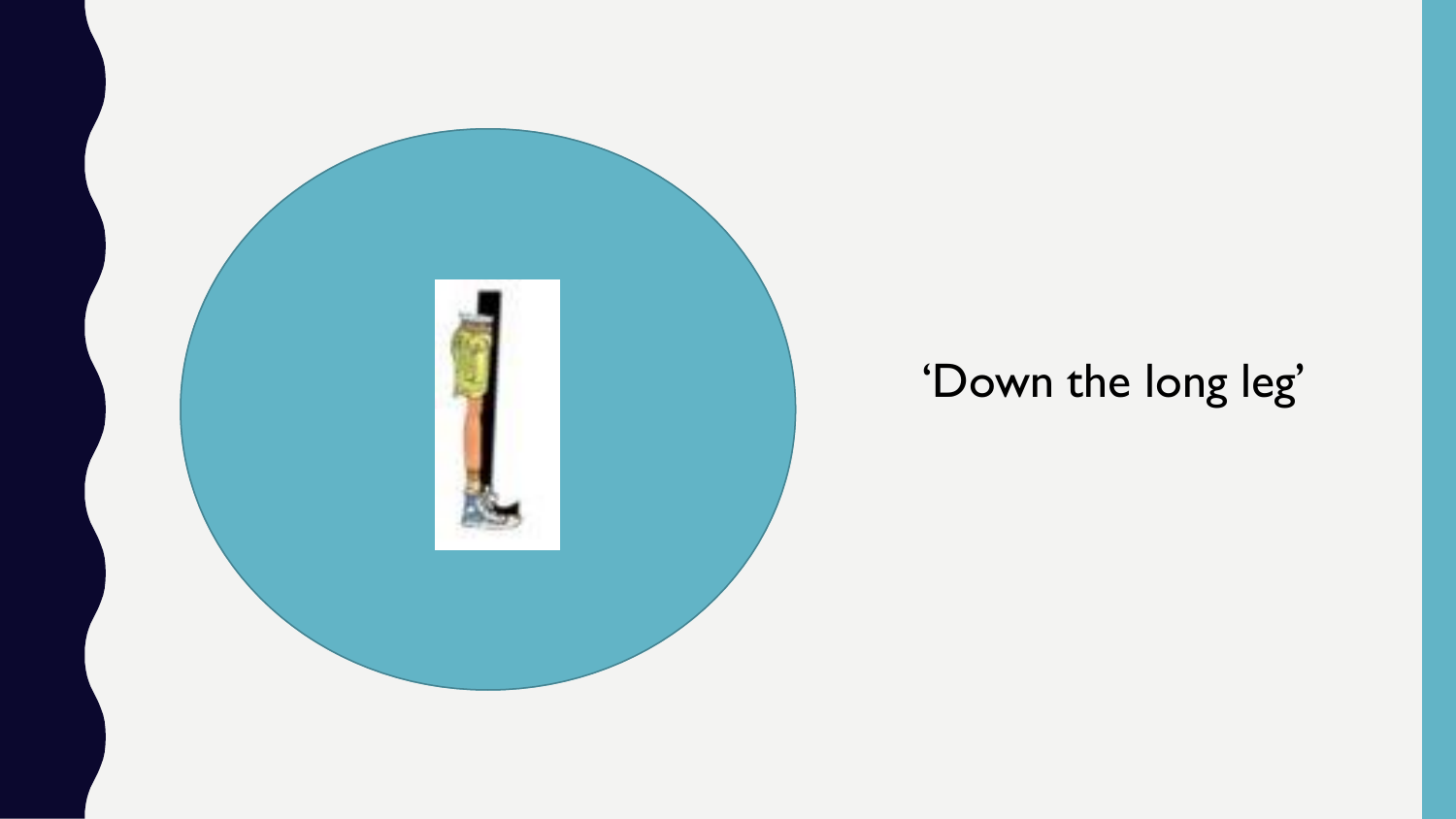'Down the long leg'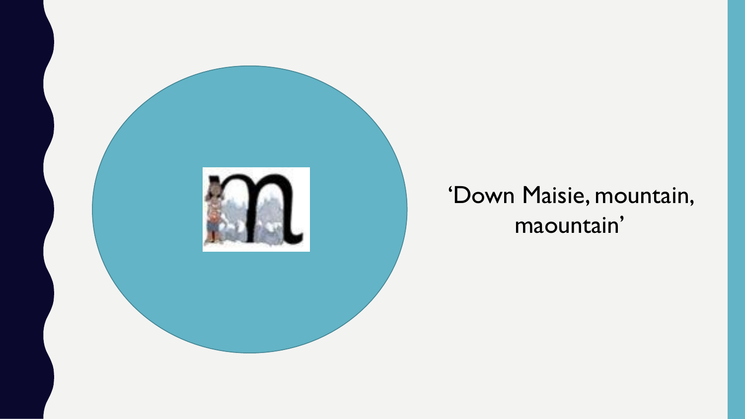'Down Maisie, mountain, maountain'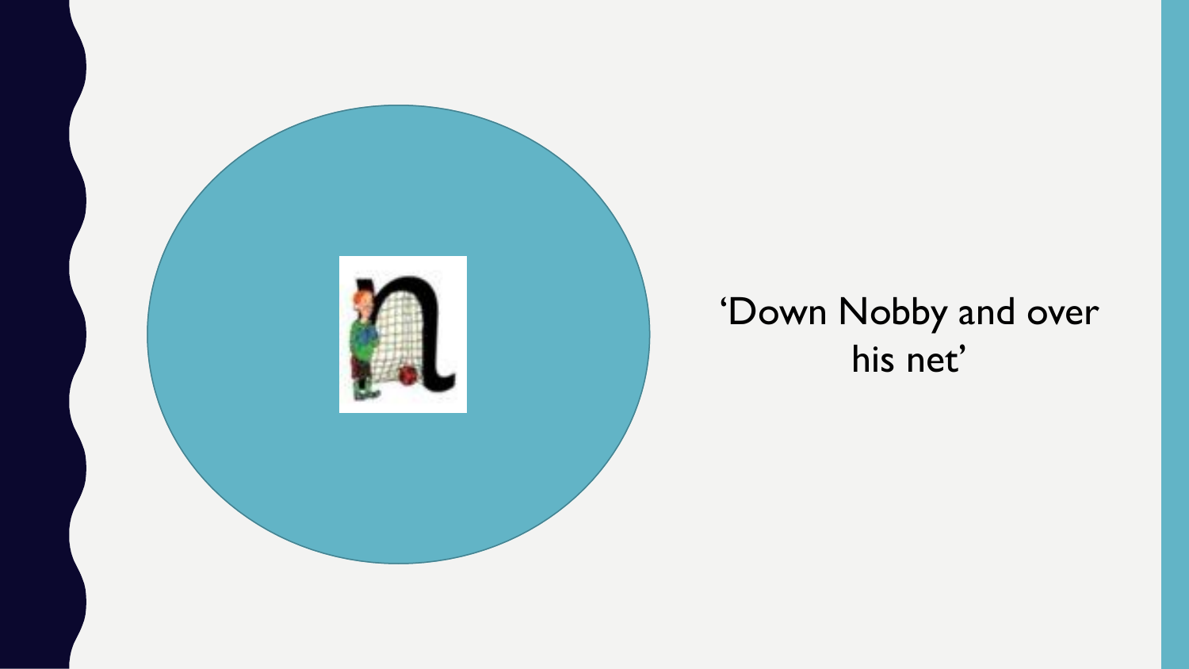'Down Nobby and over his net'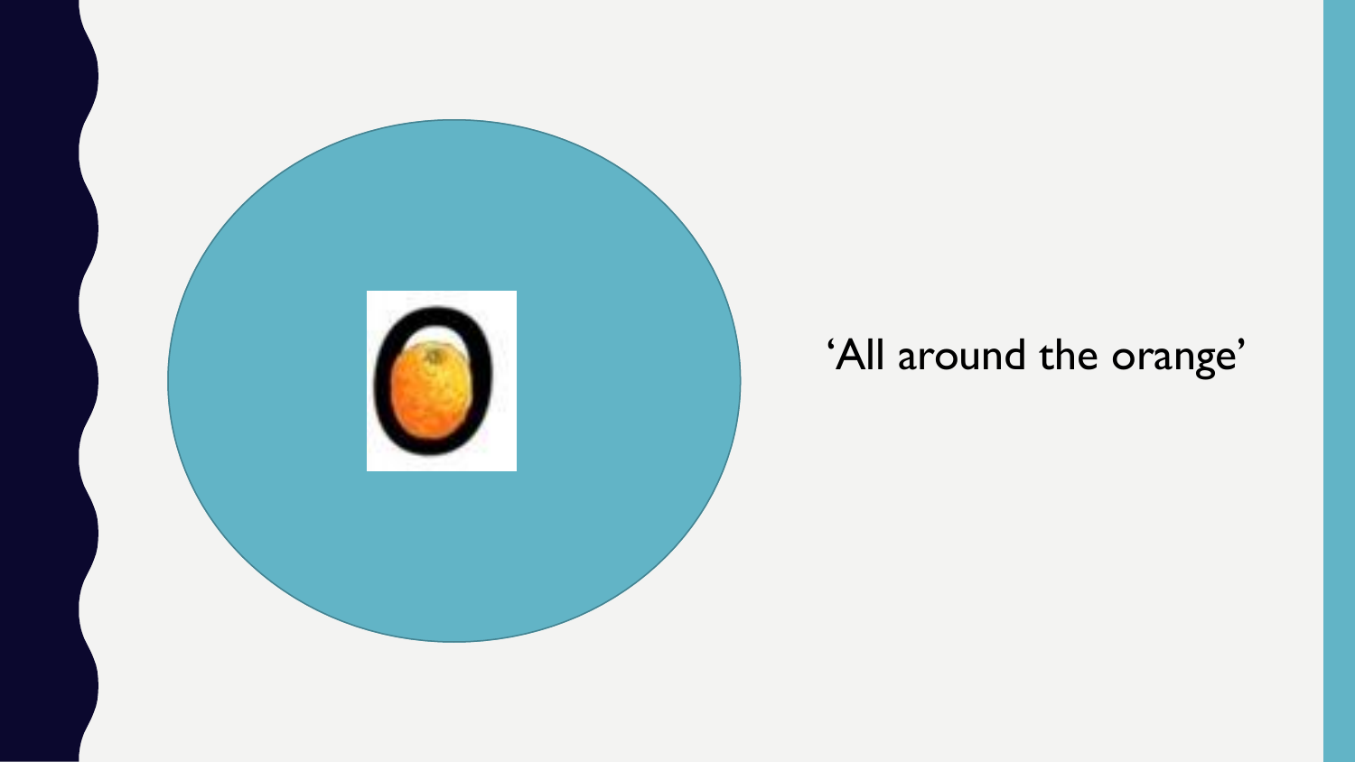'All around the orange'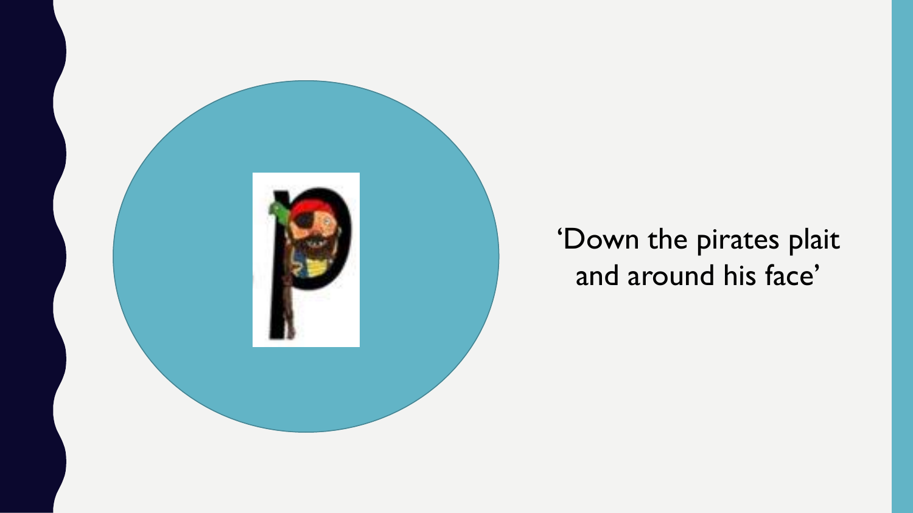'Down the pirates plait and around his face'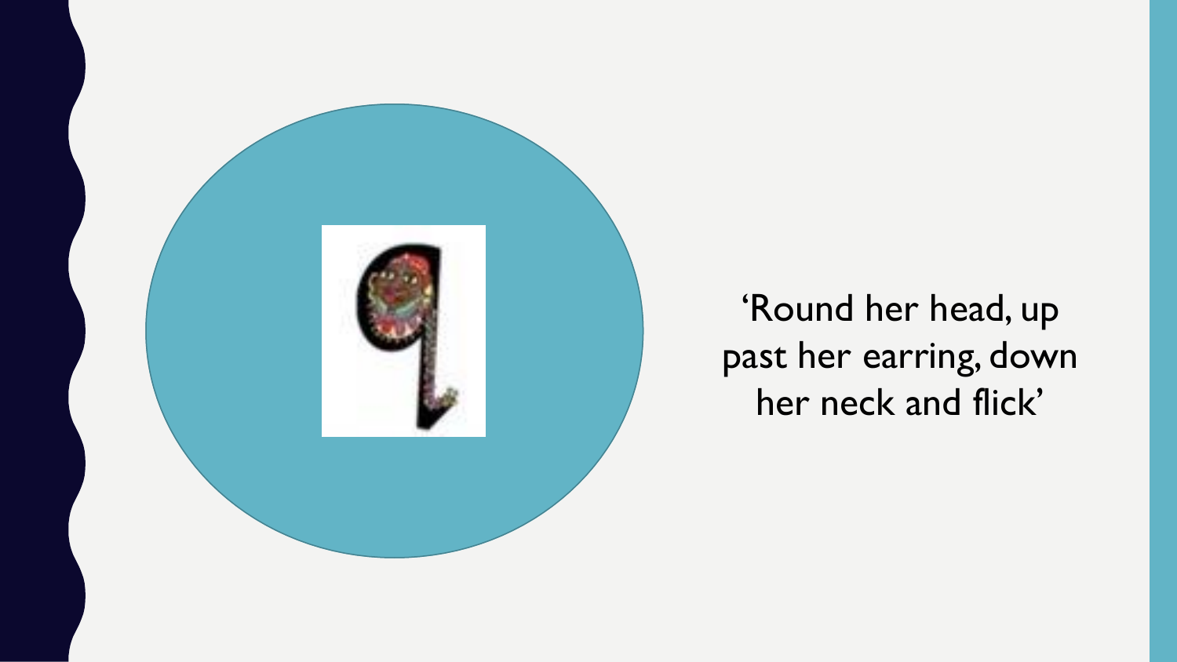'Round her head, up past her earring, down her neck and flick'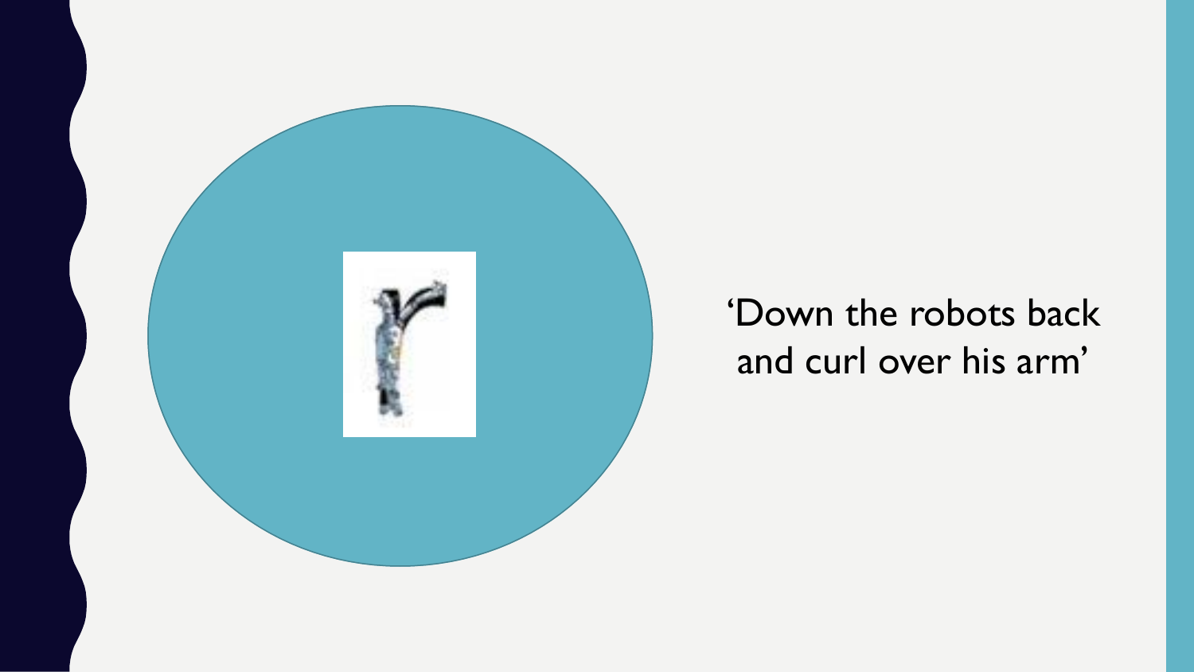'Down the robots back and curl over his arm'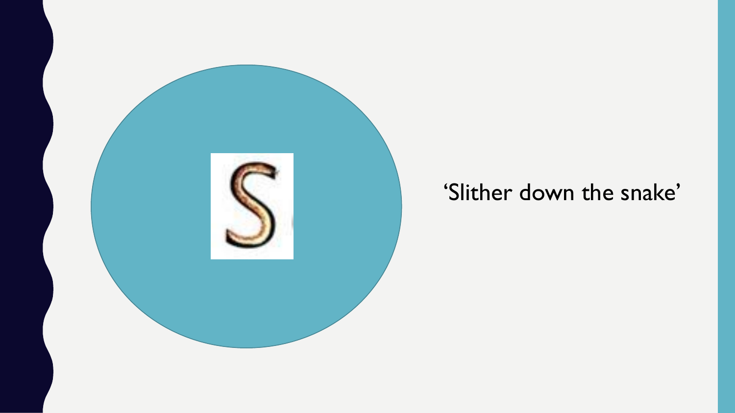S

'Slither down the snake'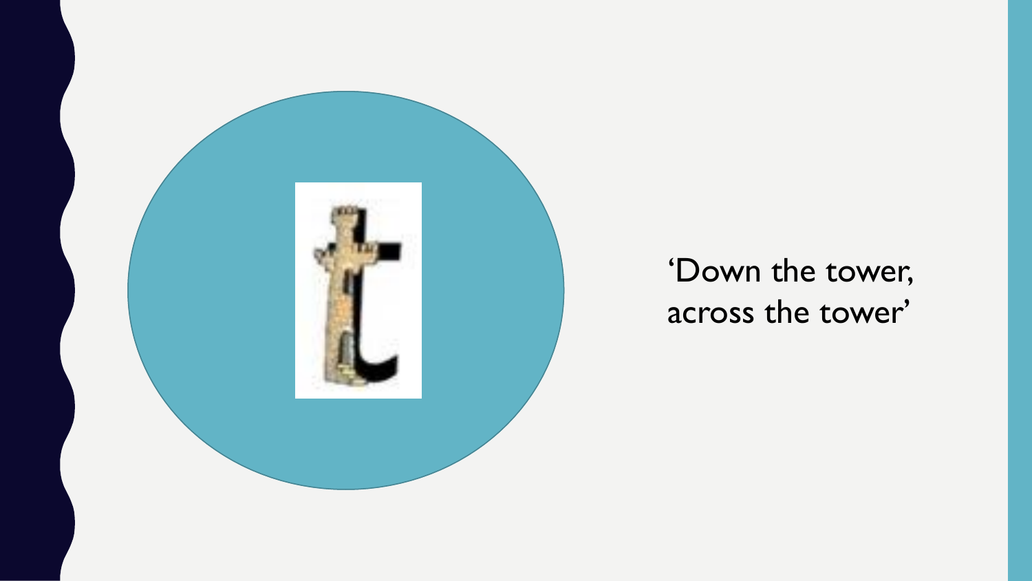'Down the tower, across the tower'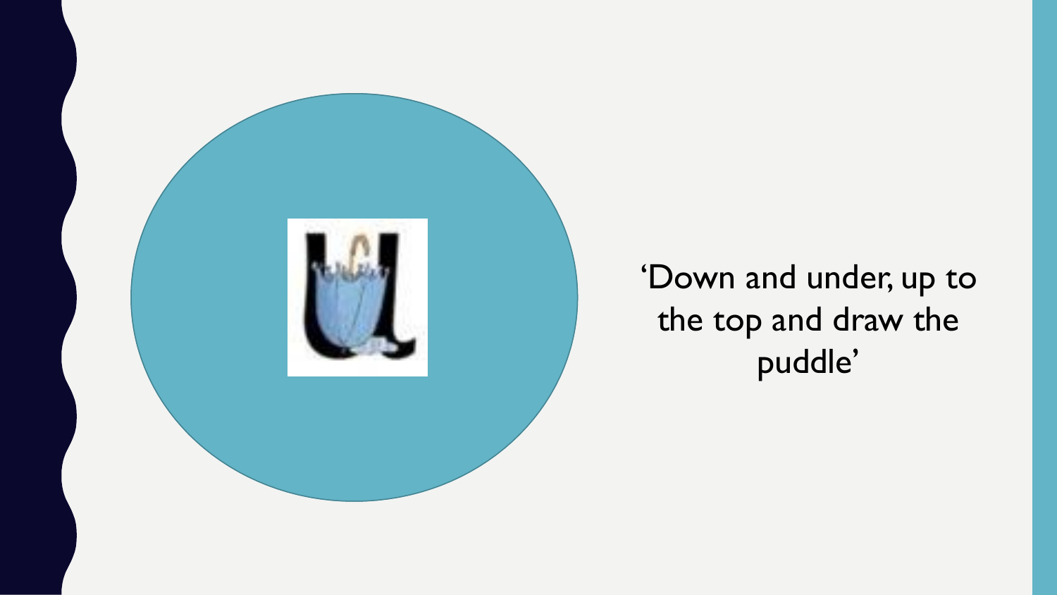'Down and under, up to the top and draw the puddle'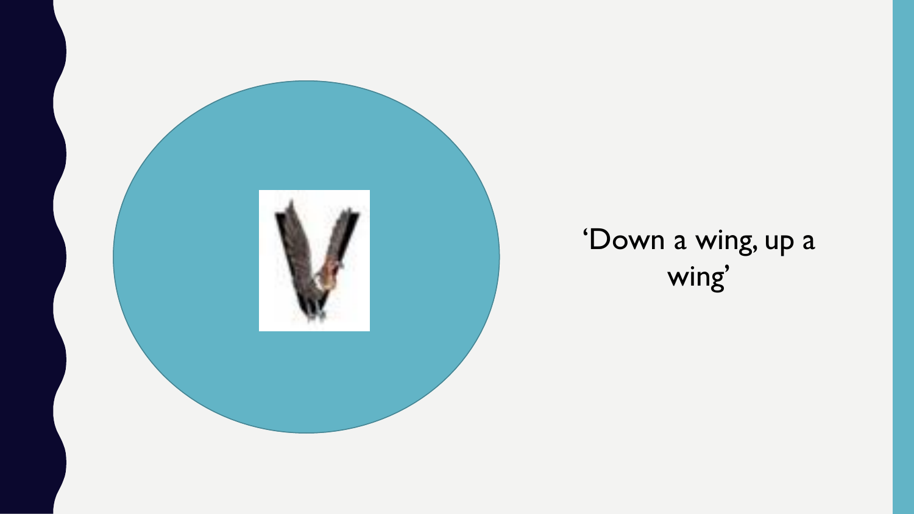'Down a wing, up a wing'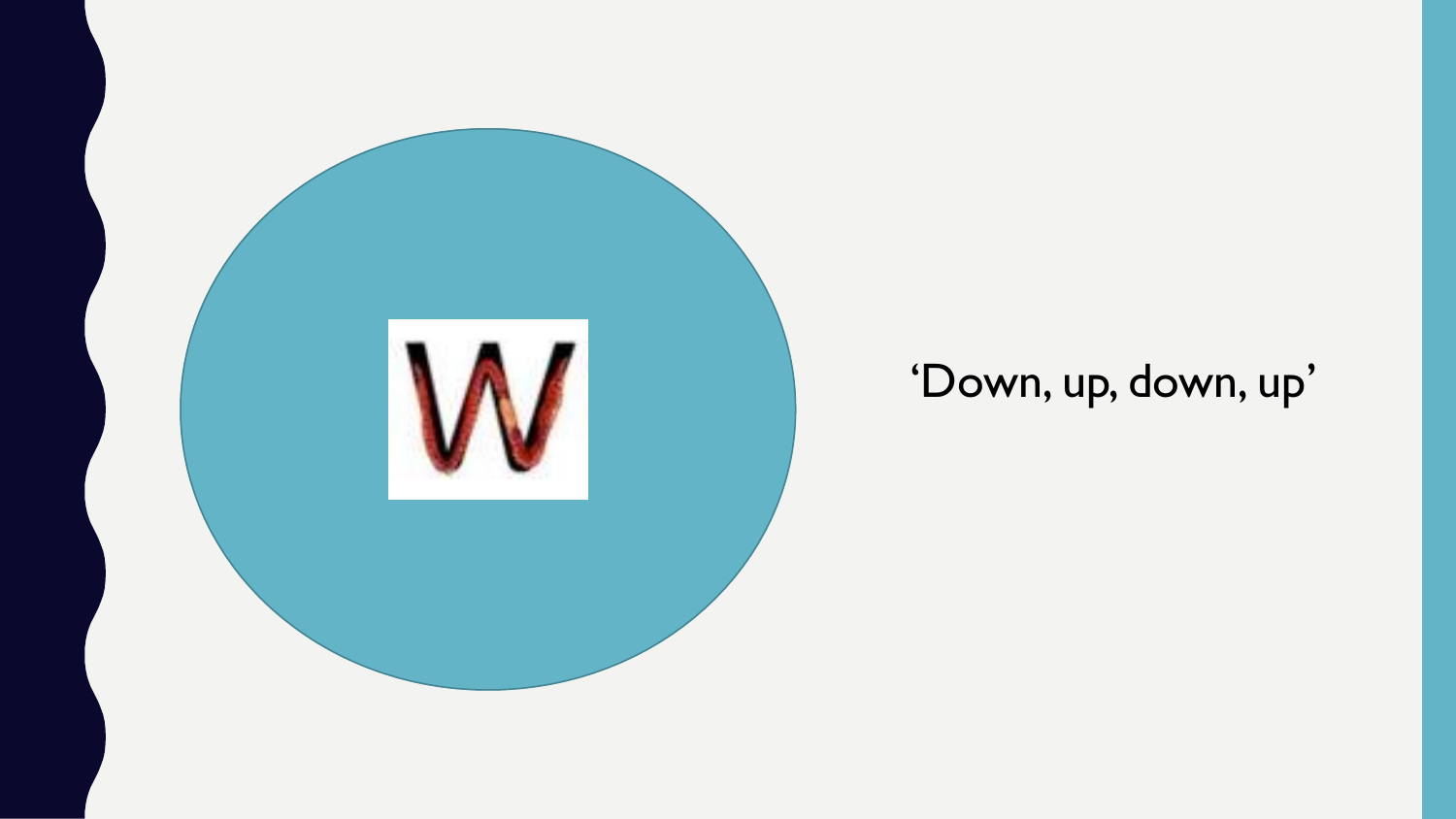W

'Down, up, down, up'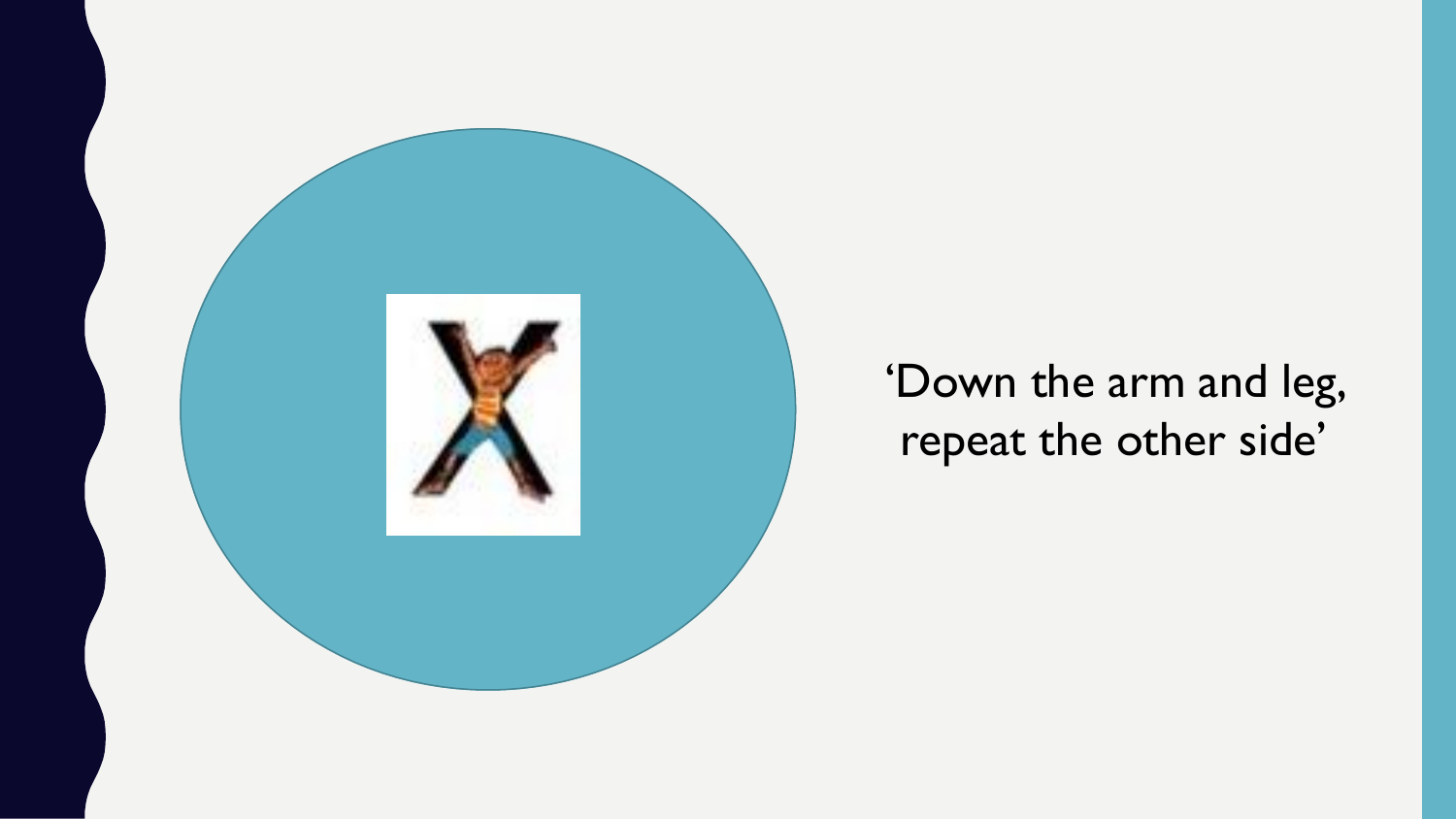‘Down the arm and leg, repeat the other side’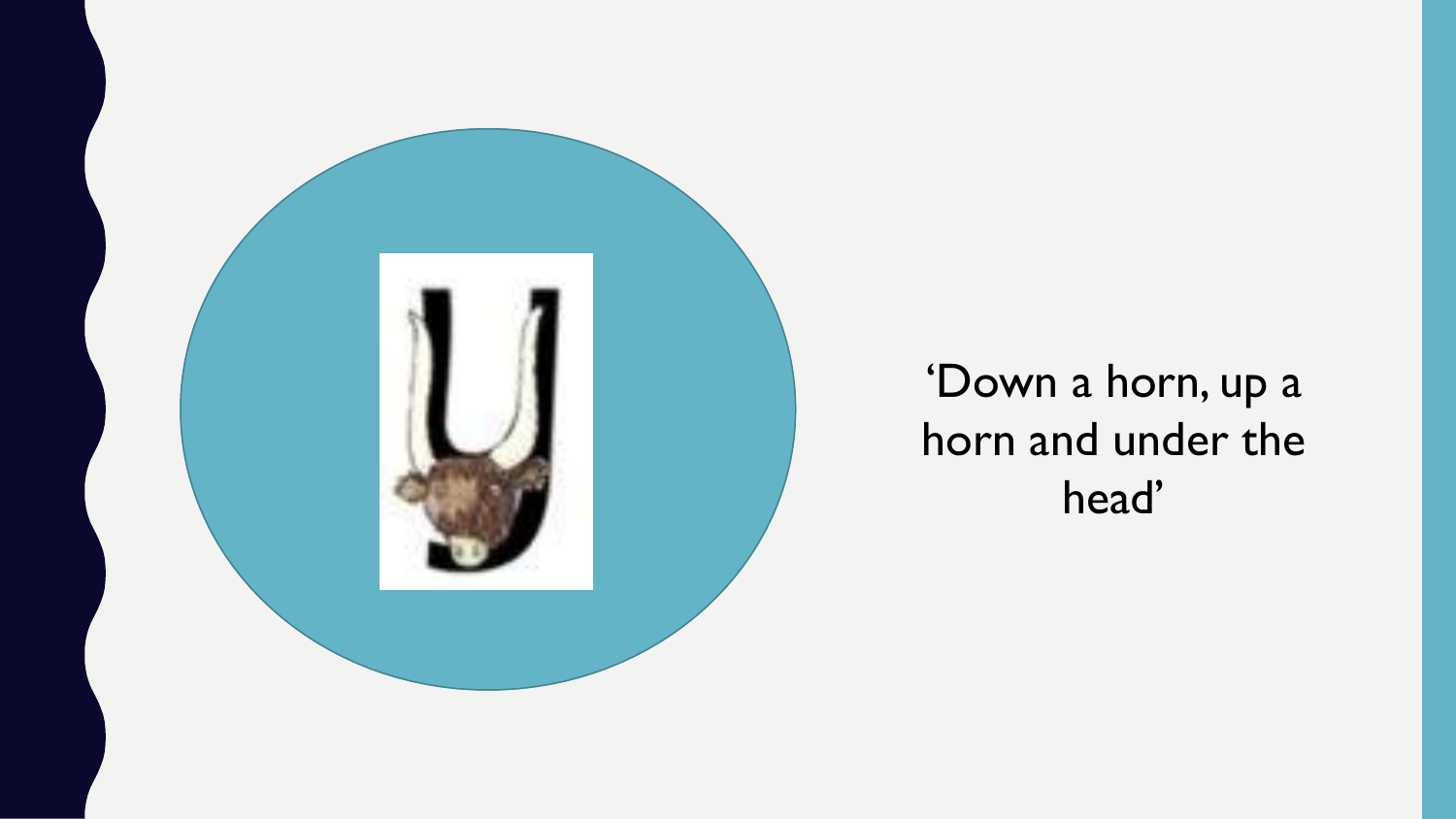'Down a horn, up a horn and under the head'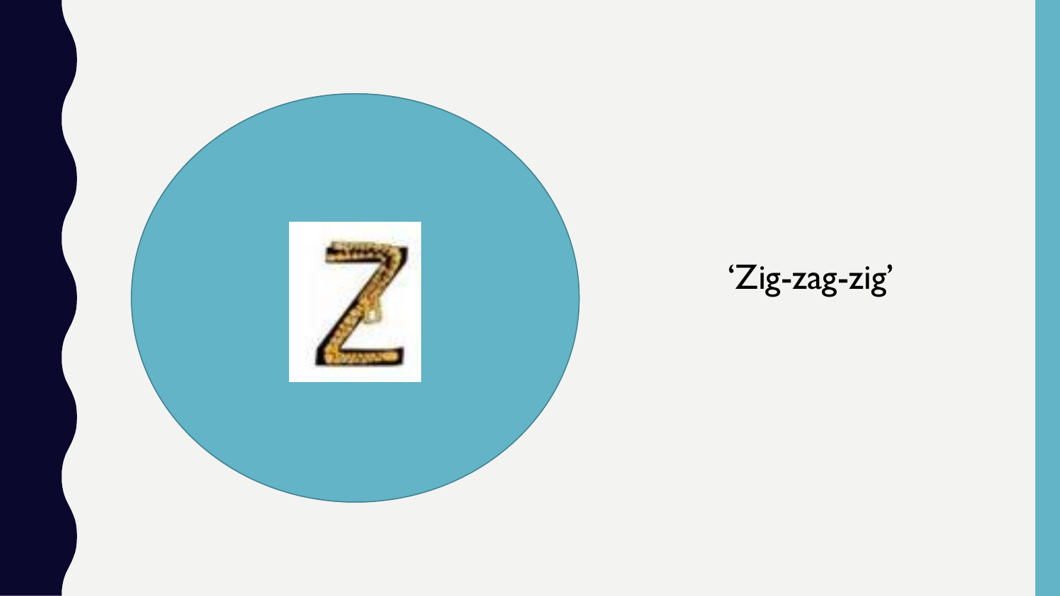'Zig-zag-zig'